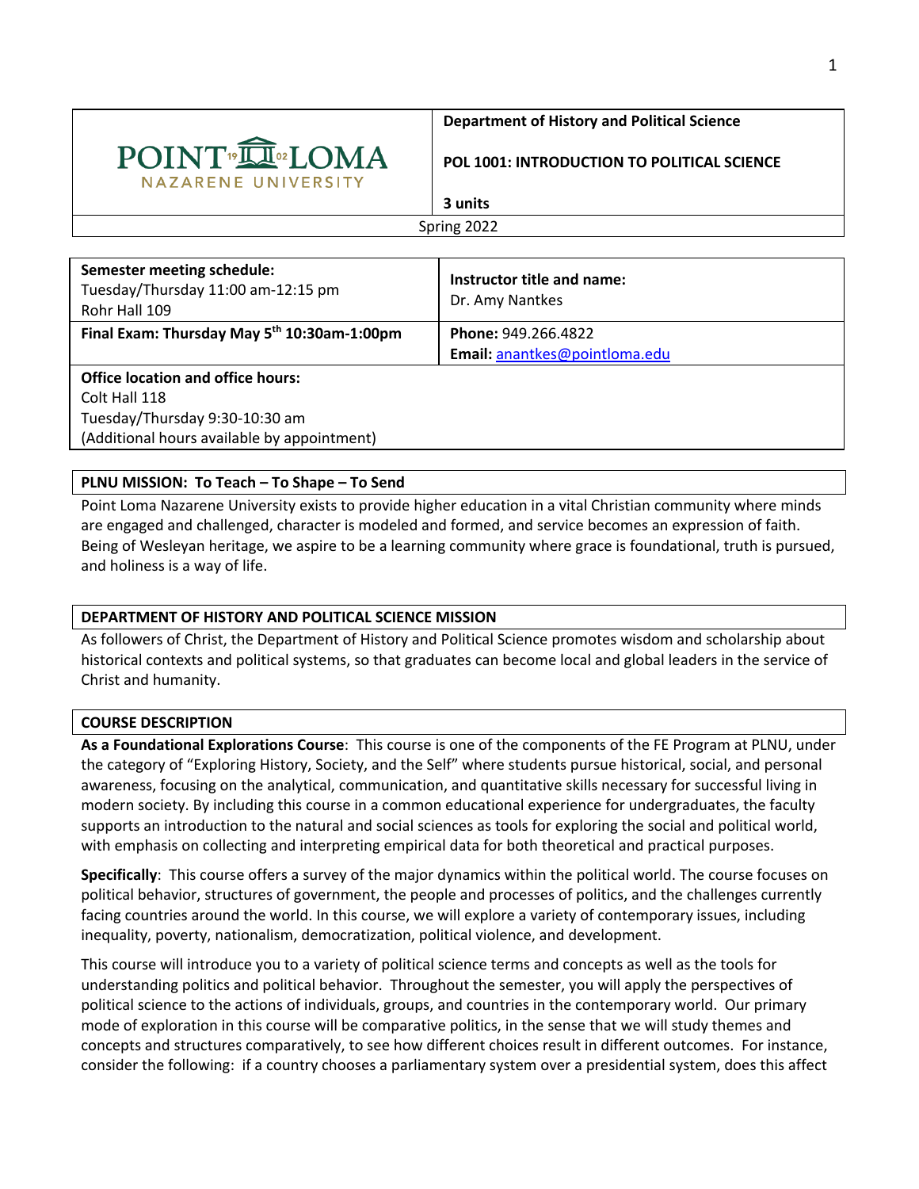| POINT LOMA NAZARENE UNIVERSITY | **Department of History and Political Science** **POL 1001: INTRODUCTION TO POLITICAL SCIENCE** **3 units** |
| --- | --- |
| Spring 2022 | |

| **Semester meeting schedule:** Tuesday/Thursday 11:00 am-12:15 pm Rohr Hall 109 | **Instructor title and name:** Dr. Amy Nantkes |
| --- | --- |
| **Final Exam: Thursday May 5th 10:30am-1:00pm** | **Phone:** 949.266.4822 **Email:** anantkes@pointloma.edu |
| **Office location and office hours:** Colt Hall 118 Tuesday/Thursday 9:30-10:30 am (Additional hours available by appointment) | |

## PLNU MISSION: To Teach – To Shape – To Send

Point Loma Nazarene University exists to provide higher education in a vital Christian community where minds are engaged and challenged, character is modeled and formed, and service becomes an expression of faith. Being of Wesleyan heritage, we aspire to be a learning community where grace is foundational, truth is pursued, and holiness is a way of life.

## DEPARTMENT OF HISTORY AND POLITICAL SCIENCE MISSION

As followers of Christ, the Department of History and Political Science promotes wisdom and scholarship about historical contexts and political systems, so that graduates can become local and global leaders in the service of Christ and humanity.

## COURSE DESCRIPTION

**As a Foundational Explorations Course**: This course is one of the components of the FE Program at PLNU, under the category of "Exploring History, Society, and the Self" where students pursue historical, social, and personal awareness, focusing on the analytical, communication, and quantitative skills necessary for successful living in modern society. By including this course in a common educational experience for undergraduates, the faculty supports an introduction to the natural and social sciences as tools for exploring the social and political world, with emphasis on collecting and interpreting empirical data for both theoretical and practical purposes.

**Specifically**: This course offers a survey of the major dynamics within the political world. The course focuses on political behavior, structures of government, the people and processes of politics, and the challenges currently facing countries around the world. In this course, we will explore a variety of contemporary issues, including inequality, poverty, nationalism, democratization, political violence, and development.

This course will introduce you to a variety of political science terms and concepts as well as the tools for understanding politics and political behavior. Throughout the semester, you will apply the perspectives of political science to the actions of individuals, groups, and countries in the contemporary world. Our primary mode of exploration in this course will be comparative politics, in the sense that we will study themes and concepts and structures comparatively, to see how different choices result in different outcomes. For instance, consider the following: if a country chooses a parliamentary system over a presidential system, does this affect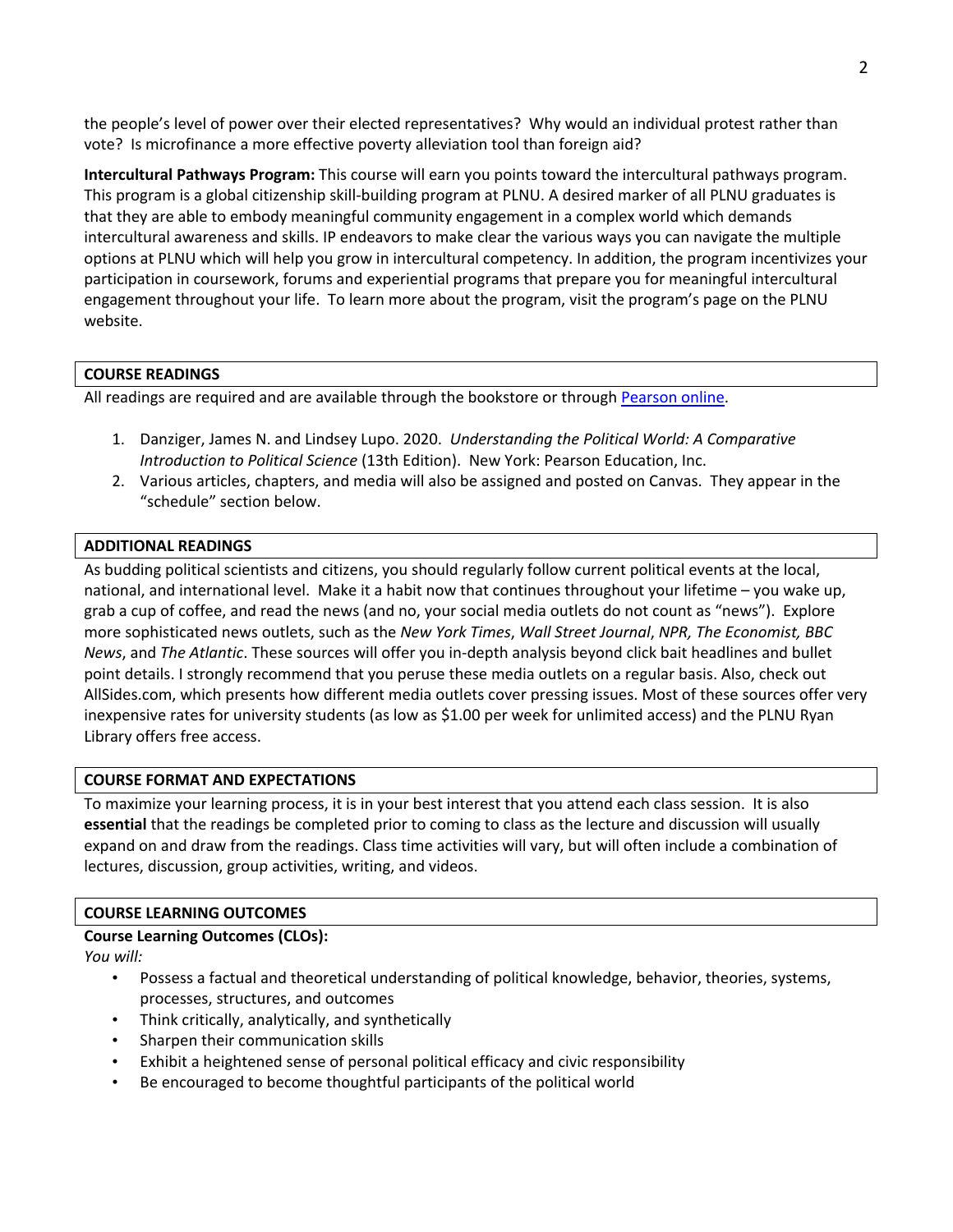the people's level of power over their elected representatives? Why would an individual protest rather than vote? Is microfinance a more effective poverty alleviation tool than foreign aid?

**Intercultural Pathways Program:** This course will earn you points toward the intercultural pathways program. This program is a global citizenship skill-building program at PLNU. A desired marker of all PLNU graduates is that they are able to embody meaningful community engagement in a complex world which demands intercultural awareness and skills. IP endeavors to make clear the various ways you can navigate the multiple options at PLNU which will help you grow in intercultural competency. In addition, the program incentivizes your participation in coursework, forums and experiential programs that prepare you for meaningful intercultural engagement throughout your life. To learn more about the program, visit the program's page on the PLNU website.

## COURSE READINGS

All readings are required and are available through the bookstore or through Pearson online.

1. Danziger, James N. and Lindsey Lupo. 2020. *Understanding the Political World: A Comparative Introduction to Political Science* (13th Edition). New York: Pearson Education, Inc.
2. Various articles, chapters, and media will also be assigned and posted on Canvas. They appear in the "schedule" section below.

## ADDITIONAL READINGS

As budding political scientists and citizens, you should regularly follow current political events at the local, national, and international level. Make it a habit now that continues throughout your lifetime – you wake up, grab a cup of coffee, and read the news (and no, your social media outlets do not count as "news"). Explore more sophisticated news outlets, such as the *New York Times*, *Wall Street Journal*, *NPR, The Economist, BBC News*, and *The Atlantic*. These sources will offer you in-depth analysis beyond click bait headlines and bullet point details. I strongly recommend that you peruse these media outlets on a regular basis. Also, check out AllSides.com, which presents how different media outlets cover pressing issues. Most of these sources offer very inexpensive rates for university students (as low as $1.00 per week for unlimited access) and the PLNU Ryan Library offers free access.

## COURSE FORMAT AND EXPECTATIONS

To maximize your learning process, it is in your best interest that you attend each class session. It is also **essential** that the readings be completed prior to coming to class as the lecture and discussion will usually expand on and draw from the readings. Class time activities will vary, but will often include a combination of lectures, discussion, group activities, writing, and videos.

## COURSE LEARNING OUTCOMES

**Course Learning Outcomes (CLOs):**

*You will:*

- Possess a factual and theoretical understanding of political knowledge, behavior, theories, systems, processes, structures, and outcomes
- Think critically, analytically, and synthetically
- Sharpen their communication skills
- Exhibit a heightened sense of personal political efficacy and civic responsibility
- Be encouraged to become thoughtful participants of the political world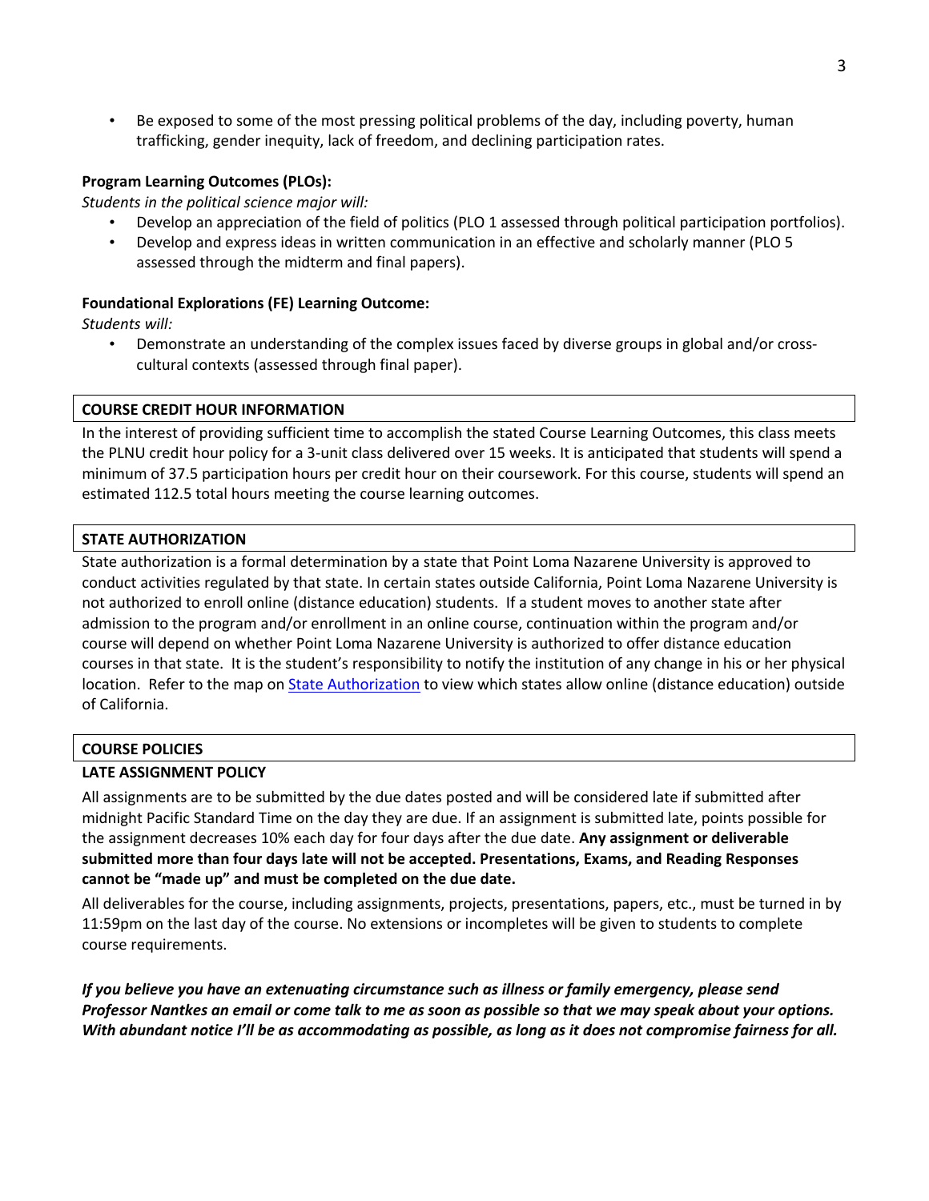- Be exposed to some of the most pressing political problems of the day, including poverty, human trafficking, gender inequity, lack of freedom, and declining participation rates.

**Program Learning Outcomes (PLOs):**

*Students in the political science major will:*

- Develop an appreciation of the field of politics (PLO 1 assessed through political participation portfolios).
- Develop and express ideas in written communication in an effective and scholarly manner (PLO 5 assessed through the midterm and final papers).

**Foundational Explorations (FE) Learning Outcome:**

*Students will:*

- Demonstrate an understanding of the complex issues faced by diverse groups in global and/or cross-cultural contexts (assessed through final paper).

## COURSE CREDIT HOUR INFORMATION

In the interest of providing sufficient time to accomplish the stated Course Learning Outcomes, this class meets the PLNU credit hour policy for a 3-unit class delivered over 15 weeks. It is anticipated that students will spend a minimum of 37.5 participation hours per credit hour on their coursework. For this course, students will spend an estimated 112.5 total hours meeting the course learning outcomes.

## STATE AUTHORIZATION

State authorization is a formal determination by a state that Point Loma Nazarene University is approved to conduct activities regulated by that state. In certain states outside California, Point Loma Nazarene University is not authorized to enroll online (distance education) students. If a student moves to another state after admission to the program and/or enrollment in an online course, continuation within the program and/or course will depend on whether Point Loma Nazarene University is authorized to offer distance education courses in that state. It is the student's responsibility to notify the institution of any change in his or her physical location. Refer to the map on State Authorization to view which states allow online (distance education) outside of California.

## COURSE POLICIES

### LATE ASSIGNMENT POLICY

All assignments are to be submitted by the due dates posted and will be considered late if submitted after midnight Pacific Standard Time on the day they are due. If an assignment is submitted late, points possible for the assignment decreases 10% each day for four days after the due date. **Any assignment or deliverable submitted more than four days late will not be accepted. Presentations, Exams, and Reading Responses cannot be "made up" and must be completed on the due date.**

All deliverables for the course, including assignments, projects, presentations, papers, etc., must be turned in by 11:59pm on the last day of the course. No extensions or incompletes will be given to students to complete course requirements.

***If you believe you have an extenuating circumstance such as illness or family emergency, please send Professor Nantkes an email or come talk to me as soon as possible so that we may speak about your options. With abundant notice I'll be as accommodating as possible, as long as it does not compromise fairness for all.***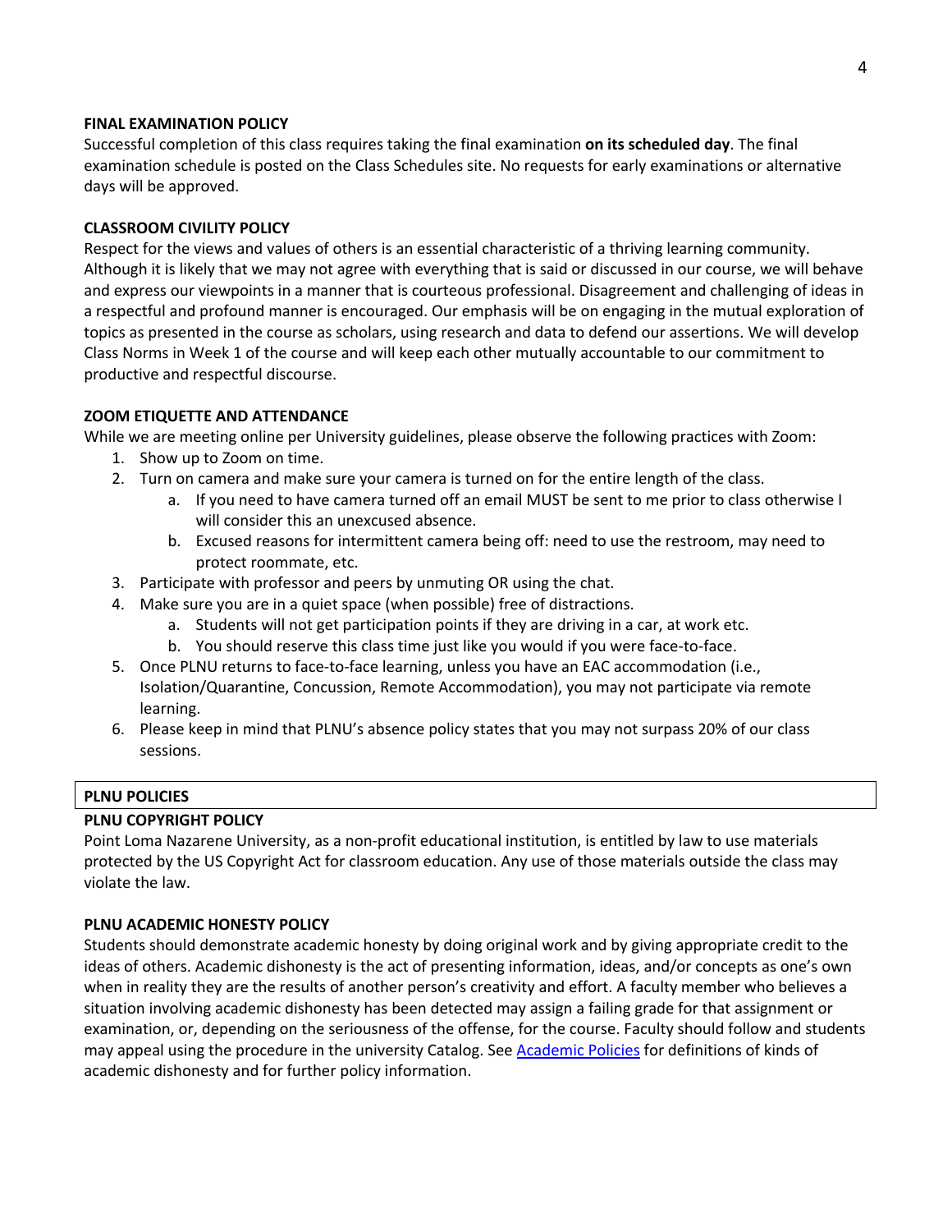**FINAL EXAMINATION POLICY**

Successful completion of this class requires taking the final examination **on its scheduled day**. The final examination schedule is posted on the Class Schedules site. No requests for early examinations or alternative days will be approved.

**CLASSROOM CIVILITY POLICY**

Respect for the views and values of others is an essential characteristic of a thriving learning community. Although it is likely that we may not agree with everything that is said or discussed in our course, we will behave and express our viewpoints in a manner that is courteous professional. Disagreement and challenging of ideas in a respectful and profound manner is encouraged. Our emphasis will be on engaging in the mutual exploration of topics as presented in the course as scholars, using research and data to defend our assertions. We will develop Class Norms in Week 1 of the course and will keep each other mutually accountable to our commitment to productive and respectful discourse.

**ZOOM ETIQUETTE AND ATTENDANCE**

While we are meeting online per University guidelines, please observe the following practices with Zoom:

1. Show up to Zoom on time.
2. Turn on camera and make sure your camera is turned on for the entire length of the class.
    a. If you need to have camera turned off an email MUST be sent to me prior to class otherwise I will consider this an unexcused absence.
    b. Excused reasons for intermittent camera being off: need to use the restroom, may need to protect roommate, etc.
3. Participate with professor and peers by unmuting OR using the chat.
4. Make sure you are in a quiet space (when possible) free of distractions.
    a. Students will not get participation points if they are driving in a car, at work etc.
    b. You should reserve this class time just like you would if you were face-to-face.
5. Once PLNU returns to face-to-face learning, unless you have an EAC accommodation (i.e., Isolation/Quarantine, Concussion, Remote Accommodation), you may not participate via remote learning.
6. Please keep in mind that PLNU's absence policy states that you may not surpass 20% of our class sessions.

## PLNU POLICIES

**PLNU COPYRIGHT POLICY**

Point Loma Nazarene University, as a non-profit educational institution, is entitled by law to use materials protected by the US Copyright Act for classroom education. Any use of those materials outside the class may violate the law.

**PLNU ACADEMIC HONESTY POLICY**

Students should demonstrate academic honesty by doing original work and by giving appropriate credit to the ideas of others. Academic dishonesty is the act of presenting information, ideas, and/or concepts as one's own when in reality they are the results of another person's creativity and effort. A faculty member who believes a situation involving academic dishonesty has been detected may assign a failing grade for that assignment or examination, or, depending on the seriousness of the offense, for the course. Faculty should follow and students may appeal using the procedure in the university Catalog. See Academic Policies for definitions of kinds of academic dishonesty and for further policy information.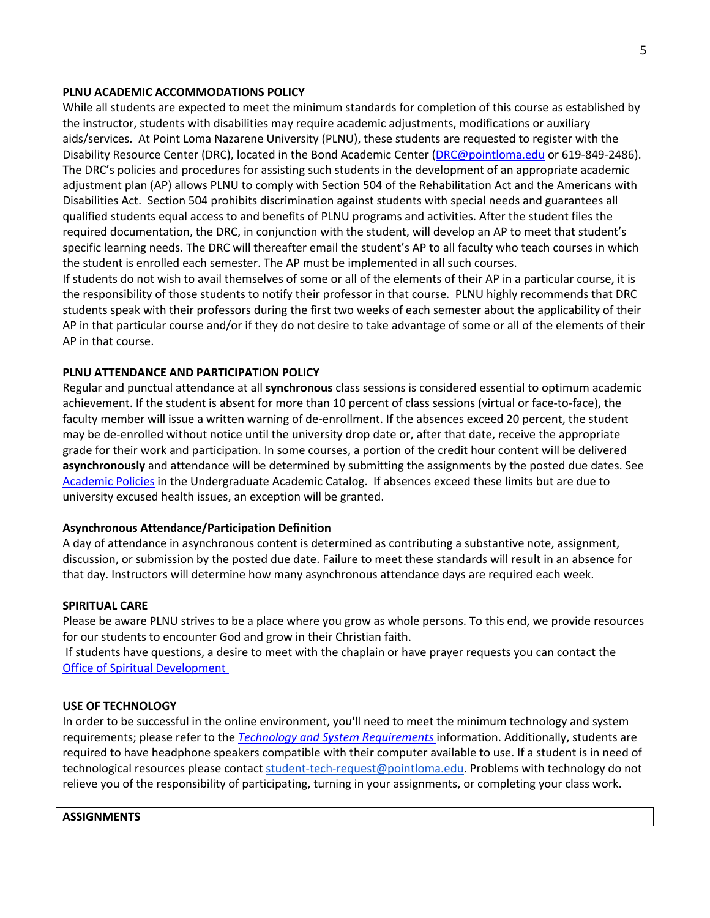**PLNU ACADEMIC ACCOMMODATIONS POLICY**

While all students are expected to meet the minimum standards for completion of this course as established by the instructor, students with disabilities may require academic adjustments, modifications or auxiliary aids/services. At Point Loma Nazarene University (PLNU), these students are requested to register with the Disability Resource Center (DRC), located in the Bond Academic Center ([DRC@pointloma.edu](mailto:DRC@pointloma.edu) or 619-849-2486). The DRC's policies and procedures for assisting such students in the development of an appropriate academic adjustment plan (AP) allows PLNU to comply with Section 504 of the Rehabilitation Act and the Americans with Disabilities Act. Section 504 prohibits discrimination against students with special needs and guarantees all qualified students equal access to and benefits of PLNU programs and activities. After the student files the required documentation, the DRC, in conjunction with the student, will develop an AP to meet that student's specific learning needs. The DRC will thereafter email the student's AP to all faculty who teach courses in which the student is enrolled each semester. The AP must be implemented in all such courses.

If students do not wish to avail themselves of some or all of the elements of their AP in a particular course, it is the responsibility of those students to notify their professor in that course. PLNU highly recommends that DRC students speak with their professors during the first two weeks of each semester about the applicability of their AP in that particular course and/or if they do not desire to take advantage of some or all of the elements of their AP in that course.

**PLNU ATTENDANCE AND PARTICIPATION POLICY**

Regular and punctual attendance at all **synchronous** class sessions is considered essential to optimum academic achievement. If the student is absent for more than 10 percent of class sessions (virtual or face-to-face), the faculty member will issue a written warning of de-enrollment. If the absences exceed 20 percent, the student may be de-enrolled without notice until the university drop date or, after that date, receive the appropriate grade for their work and participation. In some courses, a portion of the credit hour content will be delivered **asynchronously** and attendance will be determined by submitting the assignments by the posted due dates. See Academic Policies in the Undergraduate Academic Catalog. If absences exceed these limits but are due to university excused health issues, an exception will be granted.

**Asynchronous Attendance/Participation Definition**

A day of attendance in asynchronous content is determined as contributing a substantive note, assignment, discussion, or submission by the posted due date. Failure to meet these standards will result in an absence for that day. Instructors will determine how many asynchronous attendance days are required each week.

**SPIRITUAL CARE**

Please be aware PLNU strives to be a place where you grow as whole persons. To this end, we provide resources for our students to encounter God and grow in their Christian faith.

If students have questions, a desire to meet with the chaplain or have prayer requests you can contact the Office of Spiritual Development

**USE OF TECHNOLOGY**

In order to be successful in the online environment, you'll need to meet the minimum technology and system requirements; please refer to the *Technology and System Requirements* information. Additionally, students are required to have headphone speakers compatible with their computer available to use. If a student is in need of technological resources please contact [student-tech-request@pointloma.edu](mailto:student-tech-request@pointloma.edu). Problems with technology do not relieve you of the responsibility of participating, turning in your assignments, or completing your class work.

**ASSIGNMENTS**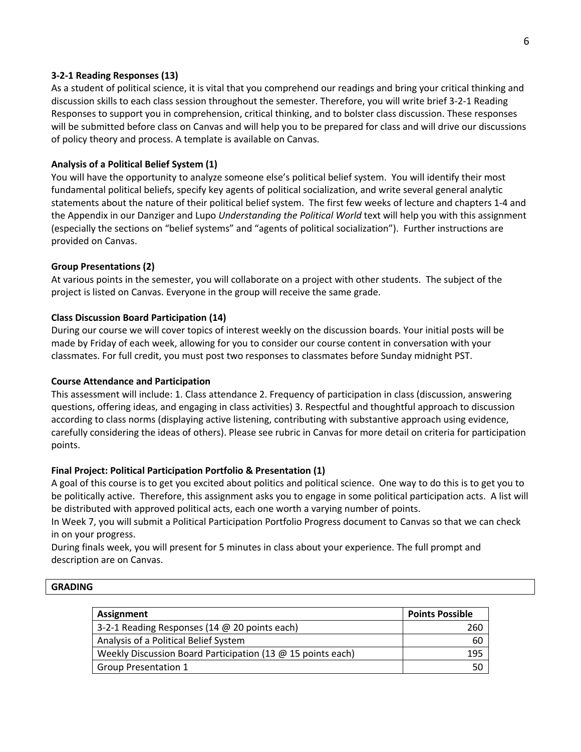**3-2-1 Reading Responses (13)**

As a student of political science, it is vital that you comprehend our readings and bring your critical thinking and discussion skills to each class session throughout the semester. Therefore, you will write brief 3-2-1 Reading Responses to support you in comprehension, critical thinking, and to bolster class discussion. These responses will be submitted before class on Canvas and will help you to be prepared for class and will drive our discussions of policy theory and process. A template is available on Canvas.

**Analysis of a Political Belief System (1)**

You will have the opportunity to analyze someone else's political belief system. You will identify their most fundamental political beliefs, specify key agents of political socialization, and write several general analytic statements about the nature of their political belief system. The first few weeks of lecture and chapters 1-4 and the Appendix in our Danziger and Lupo *Understanding the Political World* text will help you with this assignment (especially the sections on "belief systems" and "agents of political socialization"). Further instructions are provided on Canvas.

**Group Presentations (2)**

At various points in the semester, you will collaborate on a project with other students. The subject of the project is listed on Canvas. Everyone in the group will receive the same grade.

**Class Discussion Board Participation (14)**

During our course we will cover topics of interest weekly on the discussion boards. Your initial posts will be made by Friday of each week, allowing for you to consider our course content in conversation with your classmates. For full credit, you must post two responses to classmates before Sunday midnight PST.

**Course Attendance and Participation**

This assessment will include: 1. Class attendance 2. Frequency of participation in class (discussion, answering questions, offering ideas, and engaging in class activities) 3. Respectful and thoughtful approach to discussion according to class norms (displaying active listening, contributing with substantive approach using evidence, carefully considering the ideas of others). Please see rubric in Canvas for more detail on criteria for participation points.

**Final Project: Political Participation Portfolio & Presentation (1)**

A goal of this course is to get you excited about politics and political science. One way to do this is to get you to be politically active. Therefore, this assignment asks you to engage in some political participation acts. A list will be distributed with approved political acts, each one worth a varying number of points.

In Week 7, you will submit a Political Participation Portfolio Progress document to Canvas so that we can check in on your progress.

During finals week, you will present for 5 minutes in class about your experience. The full prompt and description are on Canvas.

## GRADING

| Assignment | Points Possible |
|---|---|
| 3-2-1 Reading Responses (14 @ 20 points each) | 260 |
| Analysis of a Political Belief System | 60 |
| Weekly Discussion Board Participation (13 @ 15 points each) | 195 |
| Group Presentation 1 | 50 |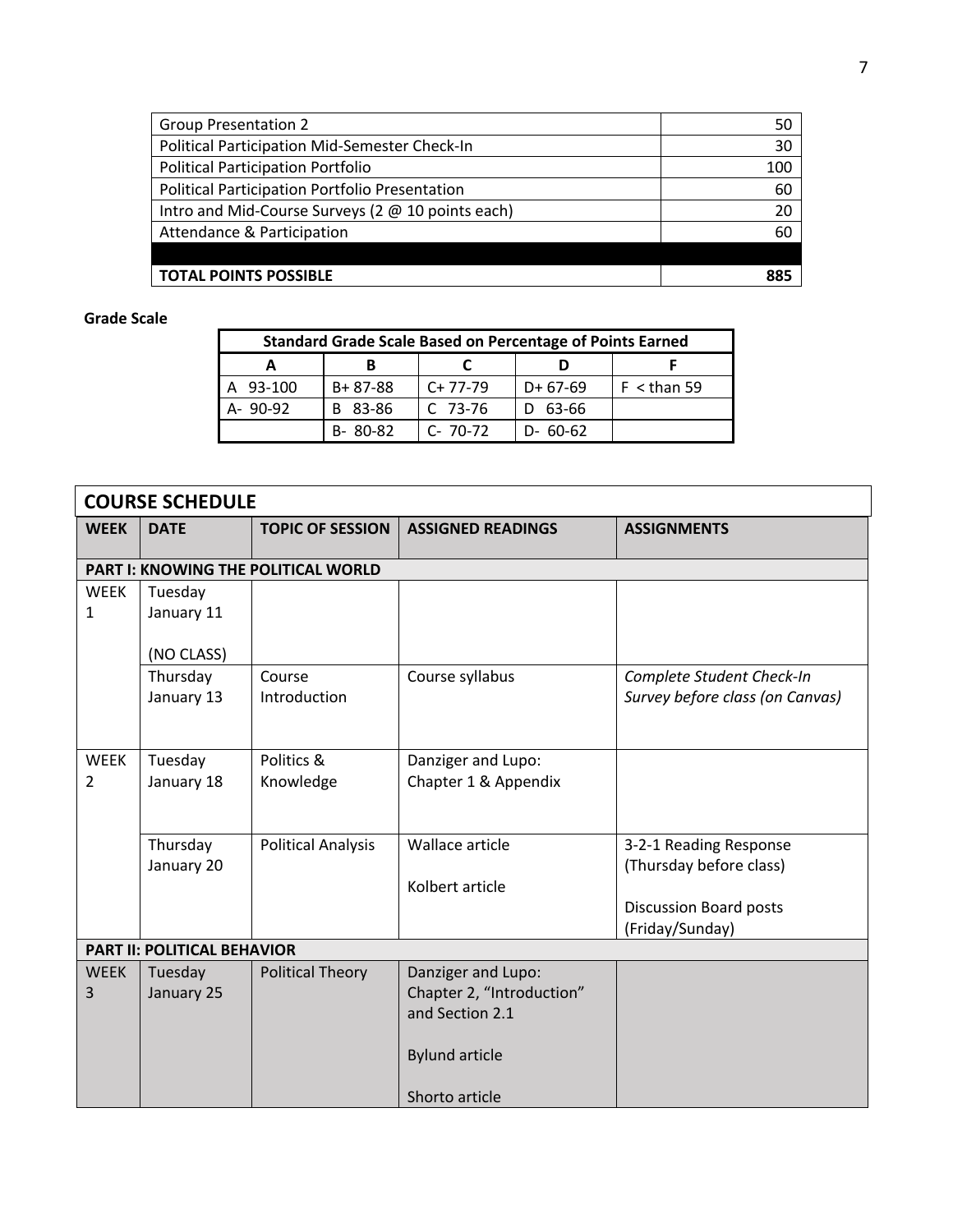| Group Presentation 2 | 50 |
|---|---|
| Political Participation Mid-Semester Check-In | 30 |
| Political Participation Portfolio | 100 |
| Political Participation Portfolio Presentation | 60 |
| Intro and Mid-Course Surveys (2 @ 10 points each) | 20 |
| Attendance & Participation | 60 |
| | |
| **TOTAL POINTS POSSIBLE** | **885** |

**Grade Scale**

| **Standard Grade Scale Based on Percentage of Points Earned** | | | | |
|---|---|---|---|---|
| **A** | **B** | **C** | **D** | **F** |
| A 93-100 | B+ 87-88 | C+ 77-79 | D+ 67-69 | F < than 59 |
| A- 90-92 | B 83-86 | C 73-76 | D 63-66 | |
| | B- 80-82 | C- 70-72 | D- 60-62 | |

## COURSE SCHEDULE

| WEEK | DATE | TOPIC OF SESSION | ASSIGNED READINGS | ASSIGNMENTS |
|---|---|---|---|---|
| **PART I: KNOWING THE POLITICAL WORLD** | | | | |
| WEEK 1 | Tuesday January 11 (NO CLASS) | | | |
| | Thursday January 13 | Course Introduction | Course syllabus | *Complete Student Check-In Survey before class (on Canvas)* |
| WEEK 2 | Tuesday January 18 | Politics & Knowledge | Danziger and Lupo: Chapter 1 & Appendix | |
| | Thursday January 20 | Political Analysis | Wallace article<br><br>Kolbert article | 3-2-1 Reading Response (Thursday before class)<br><br>Discussion Board posts (Friday/Sunday) |
| **PART II: POLITICAL BEHAVIOR** | | | | |
| WEEK 3 | Tuesday January 25 | Political Theory | Danziger and Lupo: Chapter 2, "Introduction" and Section 2.1<br><br>Bylund article<br><br>Shorto article | |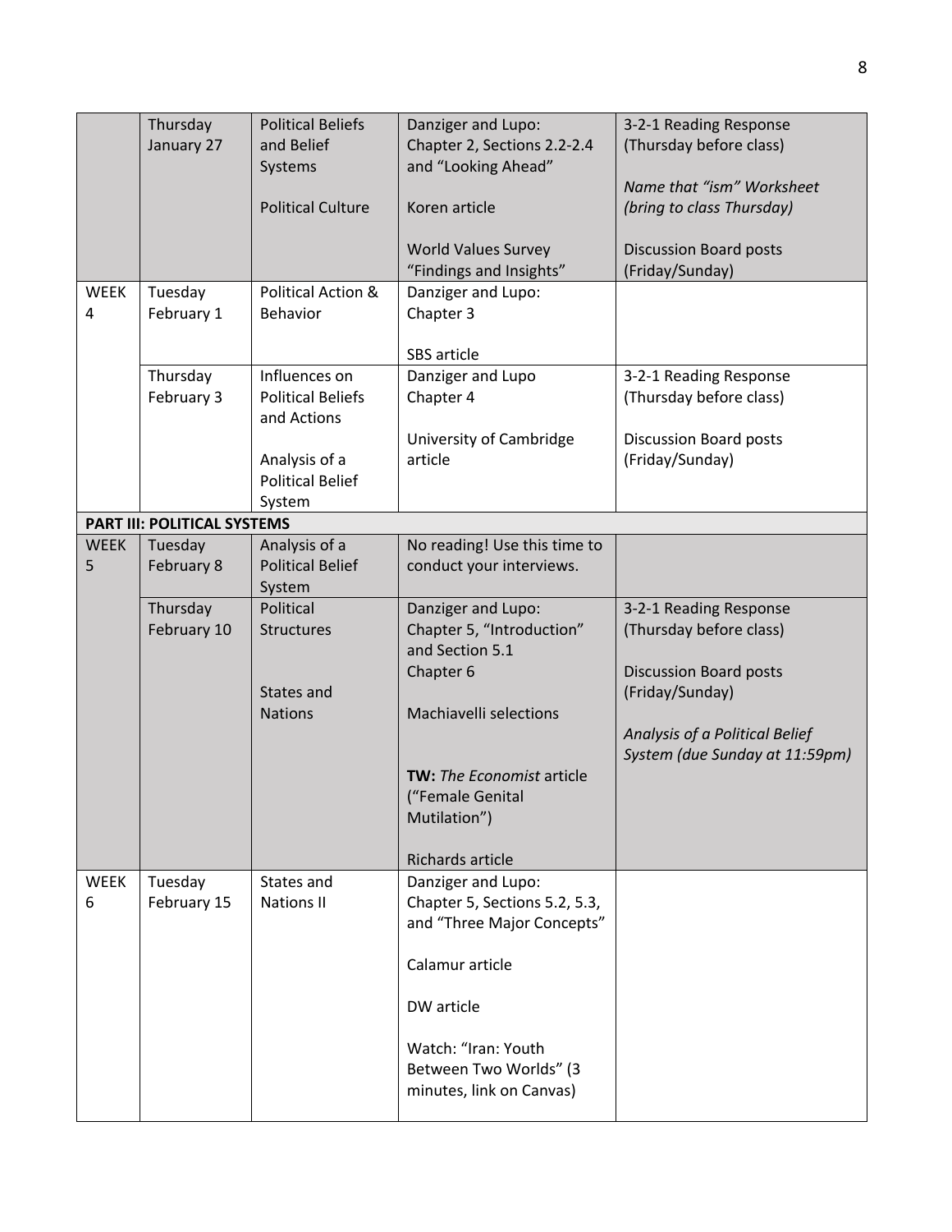| | | | | |
|---|---|---|---|---|
| | Thursday January 27 | Political Beliefs and Belief Systems<br><br>Political Culture | Danziger and Lupo: Chapter 2, Sections 2.2-2.4 and "Looking Ahead"<br><br>Koren article<br><br>World Values Survey "Findings and Insights" | 3-2-1 Reading Response (Thursday before class)<br><br>*Name that "ism" Worksheet (bring to class Thursday)*<br><br>Discussion Board posts (Friday/Sunday) |
| WEEK 4 | Tuesday February 1 | Political Action & Behavior | Danziger and Lupo: Chapter 3<br><br>SBS article | |
| | Thursday February 3 | Influences on Political Beliefs and Actions<br><br>Analysis of a Political Belief System | Danziger and Lupo Chapter 4<br><br>University of Cambridge article | 3-2-1 Reading Response (Thursday before class)<br><br>Discussion Board posts (Friday/Sunday) |
| **PART III: POLITICAL SYSTEMS** | | | | |
| WEEK 5 | Tuesday February 8 | Analysis of a Political Belief System | No reading! Use this time to conduct your interviews. | |
| | Thursday February 10 | Political Structures<br><br>States and Nations | Danziger and Lupo: Chapter 5, "Introduction" and Section 5.1<br>Chapter 6<br><br>Machiavelli selections<br><br>**TW:** *The Economist* article ("Female Genital Mutilation")<br><br>Richards article | 3-2-1 Reading Response (Thursday before class)<br><br>Discussion Board posts (Friday/Sunday)<br><br>*Analysis of a Political Belief System (due Sunday at 11:59pm)* |
| WEEK 6 | Tuesday February 15 | States and Nations II | Danziger and Lupo: Chapter 5, Sections 5.2, 5.3, and "Three Major Concepts"<br><br>Calamur article<br><br>DW article<br><br>Watch: "Iran: Youth Between Two Worlds" (3 minutes, link on Canvas) | |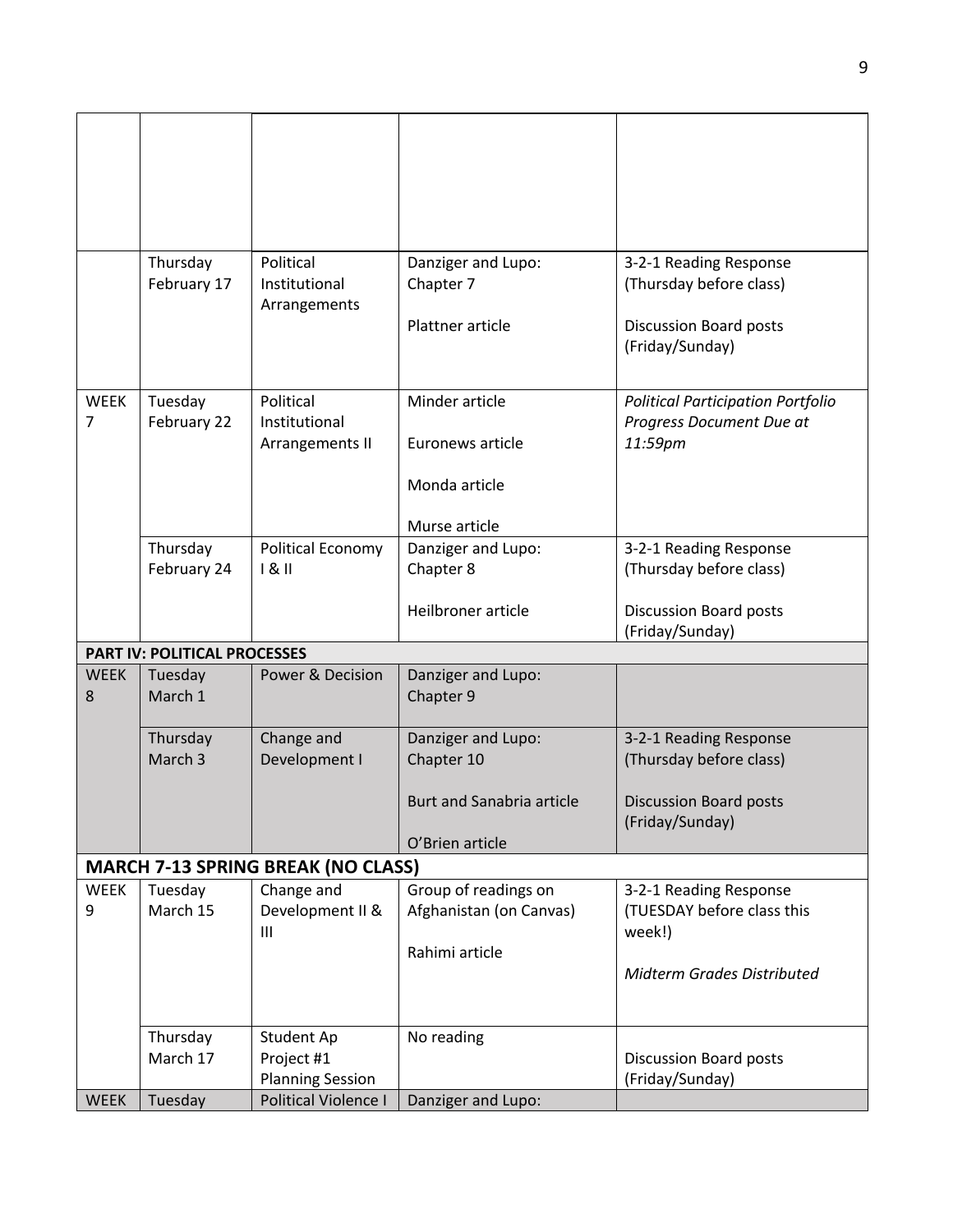| | | | | |
|---|---|---|---|---|
| | | | | |
| | Thursday February 17 | Political Institutional Arrangements | Danziger and Lupo: Chapter 7<br><br>Plattner article | 3-2-1 Reading Response (Thursday before class)<br><br>Discussion Board posts (Friday/Sunday) |
| WEEK 7 | Tuesday February 22 | Political Institutional Arrangements II | Minder article<br><br>Euronews article<br><br>Monda article<br><br>Murse article | *Political Participation Portfolio Progress Document Due at 11:59pm* |
| | Thursday February 24 | Political Economy I & II | Danziger and Lupo: Chapter 8<br><br>Heilbroner article | 3-2-1 Reading Response (Thursday before class)<br><br>Discussion Board posts (Friday/Sunday) |
| **PART IV: POLITICAL PROCESSES** | | | | |
| WEEK 8 | Tuesday March 1 | Power & Decision | Danziger and Lupo: Chapter 9 | |
| | Thursday March 3 | Change and Development I | Danziger and Lupo: Chapter 10<br><br>Burt and Sanabria article<br><br>O'Brien article | 3-2-1 Reading Response (Thursday before class)<br><br>Discussion Board posts (Friday/Sunday) |
| **MARCH 7-13 SPRING BREAK (NO CLASS)** | | | | |
| WEEK 9 | Tuesday March 15 | Change and Development II & III | Group of readings on Afghanistan (on Canvas)<br><br>Rahimi article | 3-2-1 Reading Response (TUESDAY before class this week!)<br><br>*Midterm Grades Distributed* |
| | Thursday March 17 | Student Ap Project #1 Planning Session | No reading | Discussion Board posts (Friday/Sunday) |
| WEEK | Tuesday | Political Violence I | Danziger and Lupo: | |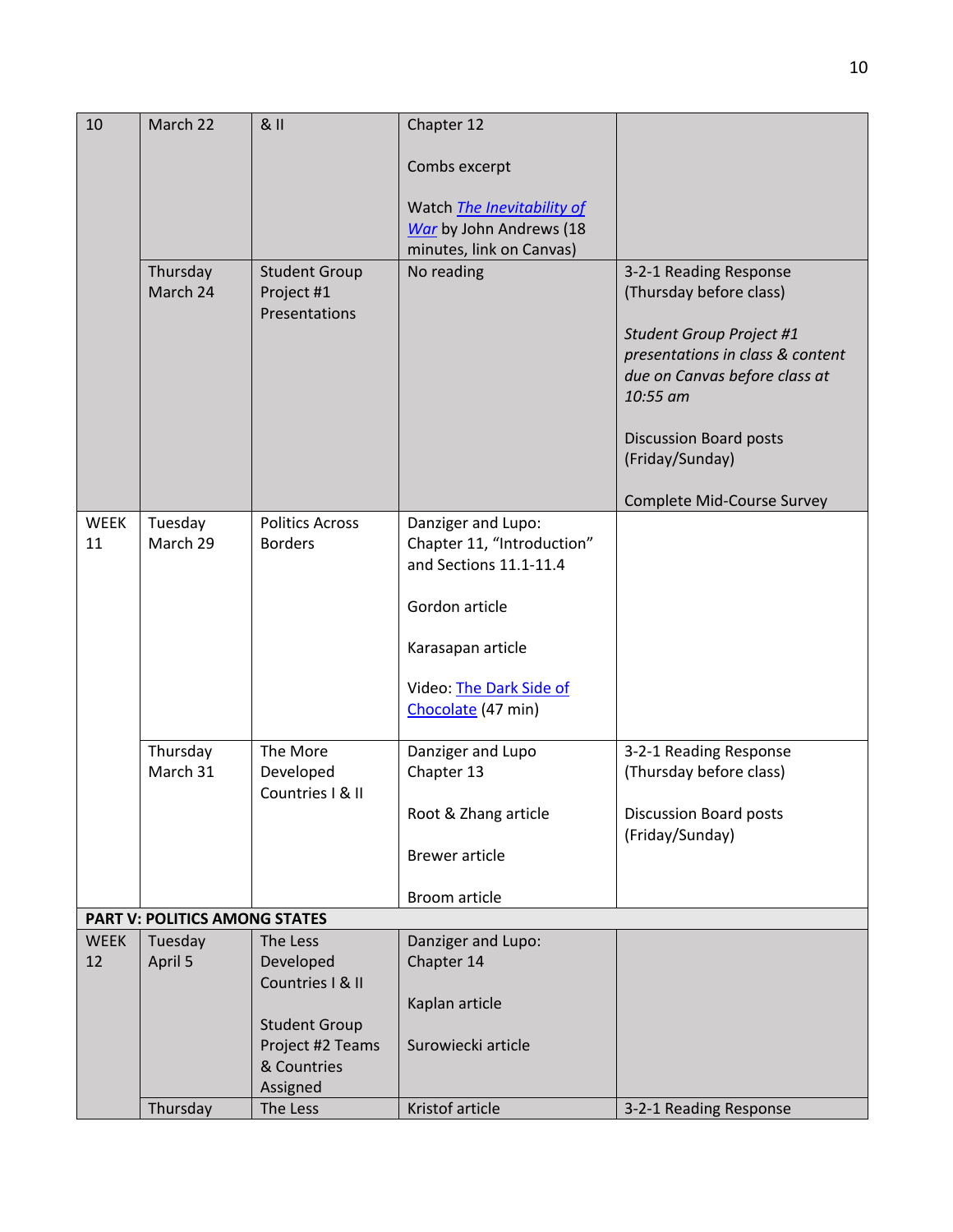| | | | | |
|---|---|---|---|---|
| 10 | March 22 | & II | Chapter 12<br><br>Combs excerpt<br><br>Watch *The Inevitability of War* by John Andrews (18 minutes, link on Canvas) | |
| | Thursday March 24 | Student Group Project #1 Presentations | No reading | 3-2-1 Reading Response (Thursday before class)<br><br>*Student Group Project #1 presentations in class & content due on Canvas before class at 10:55 am*<br><br>Discussion Board posts (Friday/Sunday)<br><br>Complete Mid-Course Survey |
| WEEK 11 | Tuesday March 29 | Politics Across Borders | Danziger and Lupo: Chapter 11, "Introduction" and Sections 11.1-11.4<br><br>Gordon article<br><br>Karasapan article<br><br>Video: The Dark Side of Chocolate (47 min) | |
| | Thursday March 31 | The More Developed Countries I & II | Danziger and Lupo Chapter 13<br><br>Root & Zhang article<br><br>Brewer article<br><br>Broom article | 3-2-1 Reading Response (Thursday before class)<br><br>Discussion Board posts (Friday/Sunday) |
| **PART V: POLITICS AMONG STATES** | | | | |
| WEEK 12 | Tuesday April 5 | The Less Developed Countries I & II<br><br>Student Group Project #2 Teams & Countries Assigned | Danziger and Lupo: Chapter 14<br><br>Kaplan article<br><br>Surowiecki article | |
| | Thursday | The Less | Kristof article | 3-2-1 Reading Response |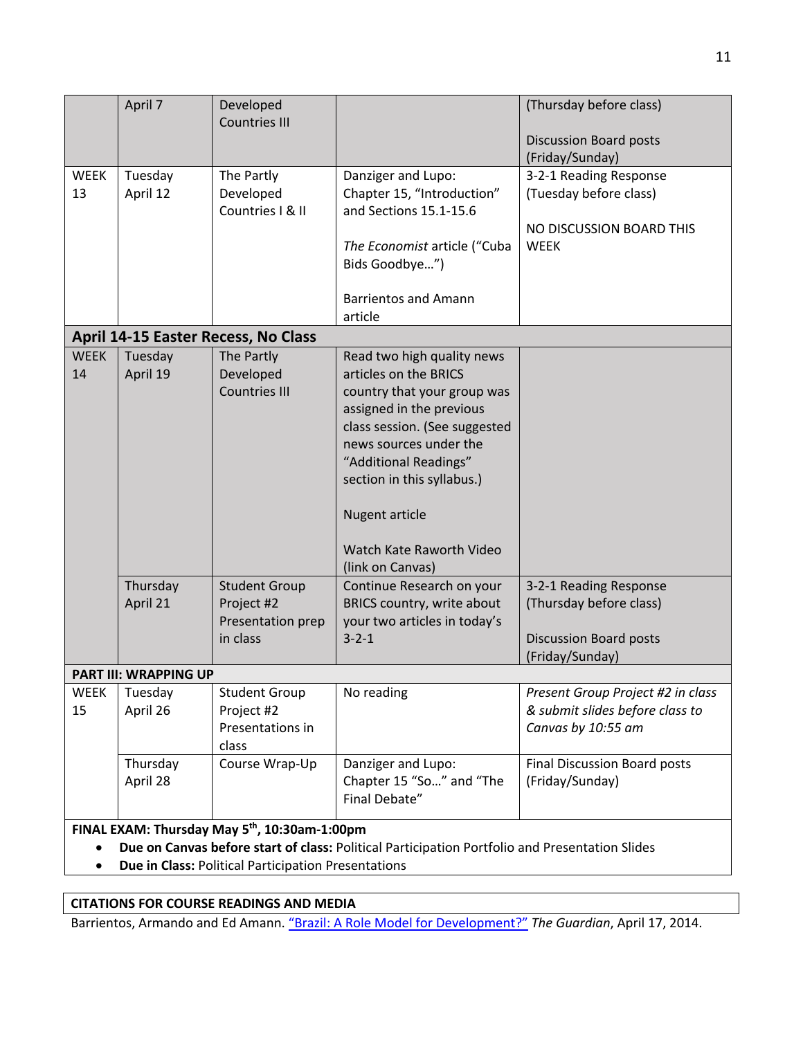| | | | | |
|---|---|---|---|---|
| | April 7 | Developed Countries III | | (Thursday before class)<br><br>Discussion Board posts (Friday/Sunday) |
| WEEK 13 | Tuesday April 12 | The Partly Developed Countries I & II | Danziger and Lupo: Chapter 15, "Introduction" and Sections 15.1-15.6<br><br>*The Economist* article ("Cuba Bids Goodbye…")<br><br>Barrientos and Amann article | 3-2-1 Reading Response (Tuesday before class)<br><br>NO DISCUSSION BOARD THIS WEEK |
| **April 14-15 Easter Recess, No Class** | | | | |
| WEEK 14 | Tuesday April 19 | The Partly Developed Countries III | Read two high quality news articles on the BRICS country that your group was assigned in the previous class session. (See suggested news sources under the "Additional Readings" section in this syllabus.)<br><br>Nugent article<br><br>Watch Kate Raworth Video (link on Canvas) | |
| | Thursday April 21 | Student Group Project #2 Presentation prep in class | Continue Research on your BRICS country, write about your two articles in today's 3-2-1 | 3-2-1 Reading Response (Thursday before class)<br><br>Discussion Board posts (Friday/Sunday) |
| **PART III: WRAPPING UP** | | | | |
| WEEK 15 | Tuesday April 26 | Student Group Project #2 Presentations in class | No reading | *Present Group Project #2 in class & submit slides before class to Canvas by 10:55 am* |
| | Thursday April 28 | Course Wrap-Up | Danziger and Lupo: Chapter 15 "So…" and "The Final Debate" | Final Discussion Board posts (Friday/Sunday) |

**FINAL EXAM: Thursday May 5th, 10:30am-1:00pm**

- **Due on Canvas before start of class:** Political Participation Portfolio and Presentation Slides
- **Due in Class:** Political Participation Presentations

**CITATIONS FOR COURSE READINGS AND MEDIA**

Barrientos, Armando and Ed Amann. "Brazil: A Role Model for Development?" *The Guardian*, April 17, 2014.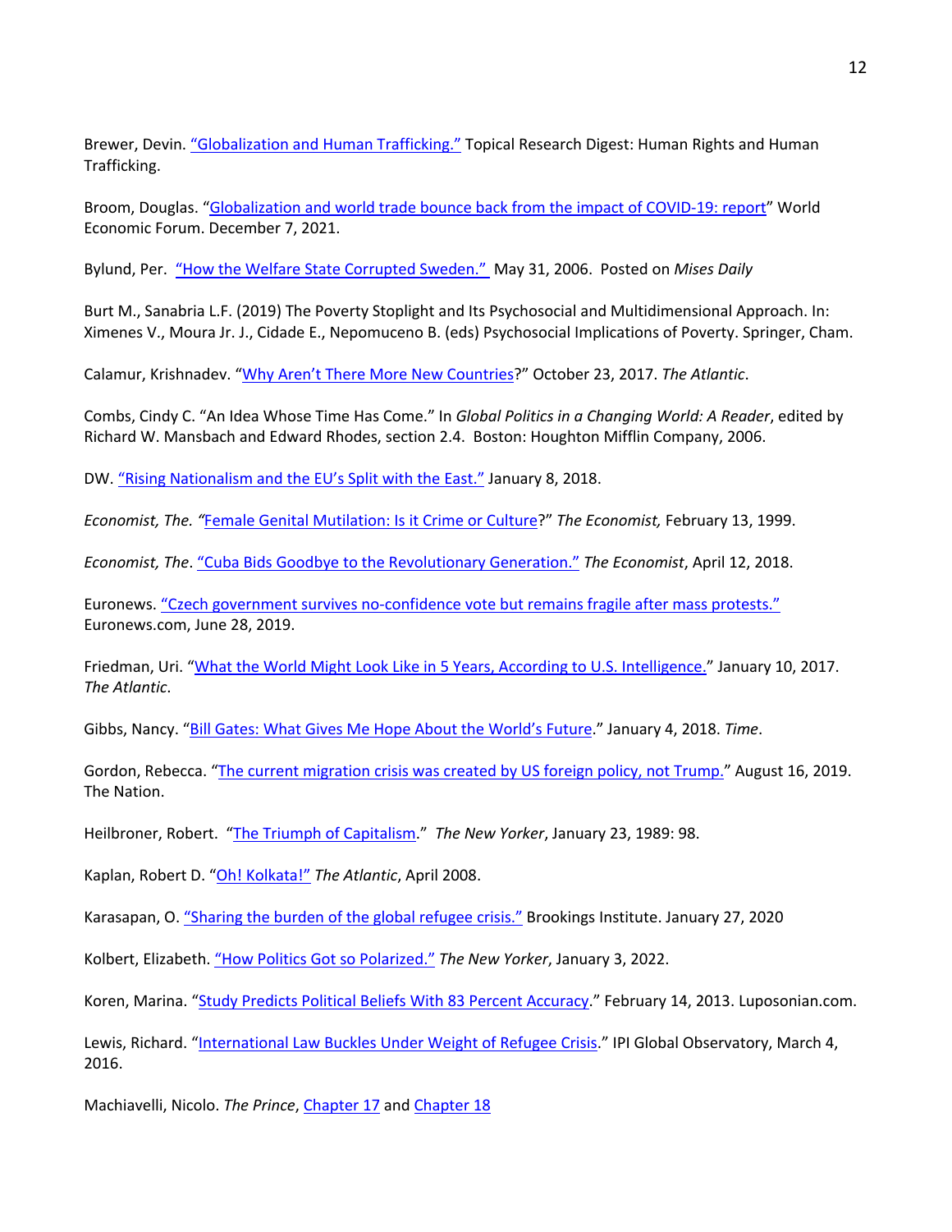Brewer, Devin. “Globalization and Human Trafficking.” Topical Research Digest: Human Rights and Human Trafficking.

Broom, Douglas. “Globalization and world trade bounce back from the impact of COVID-19: report” World Economic Forum. December 7, 2021.

Bylund, Per. “How the Welfare State Corrupted Sweden.” May 31, 2006. Posted on *Mises Daily*

Burt M., Sanabria L.F. (2019) The Poverty Stoplight and Its Psychosocial and Multidimensional Approach. In: Ximenes V., Moura Jr. J., Cidade E., Nepomuceno B. (eds) Psychosocial Implications of Poverty. Springer, Cham.

Calamur, Krishnadev. “Why Aren’t There More New Countries?” October 23, 2017. *The Atlantic*.

Combs, Cindy C. “An Idea Whose Time Has Come.” In *Global Politics in a Changing World: A Reader*, edited by Richard W. Mansbach and Edward Rhodes, section 2.4. Boston: Houghton Mifflin Company, 2006.

DW. “Rising Nationalism and the EU’s Split with the East.” January 8, 2018.

*Economist, The.* “Female Genital Mutilation: Is it Crime or Culture?” *The Economist,* February 13, 1999.

*Economist, The*. “Cuba Bids Goodbye to the Revolutionary Generation.” *The Economist*, April 12, 2018.

Euronews. “Czech government survives no-confidence vote but remains fragile after mass protests.” Euronews.com, June 28, 2019.

Friedman, Uri. “What the World Might Look Like in 5 Years, According to U.S. Intelligence.” January 10, 2017. *The Atlantic*.

Gibbs, Nancy. “Bill Gates: What Gives Me Hope About the World’s Future.” January 4, 2018. *Time*.

Gordon, Rebecca. “The current migration crisis was created by US foreign policy, not Trump.” August 16, 2019. The Nation.

Heilbroner, Robert. “The Triumph of Capitalism.” *The New Yorker*, January 23, 1989: 98.

Kaplan, Robert D. “Oh! Kolkata!” *The Atlantic*, April 2008.

Karasapan, O. “Sharing the burden of the global refugee crisis.” Brookings Institute. January 27, 2020

Kolbert, Elizabeth. “How Politics Got so Polarized.” *The New Yorker*, January 3, 2022.

Koren, Marina. “Study Predicts Political Beliefs With 83 Percent Accuracy.” February 14, 2013. Luposonian.com.

Lewis, Richard. “International Law Buckles Under Weight of Refugee Crisis.” IPI Global Observatory, March 4, 2016.

Machiavelli, Nicolo. *The Prince*, Chapter 17 and Chapter 18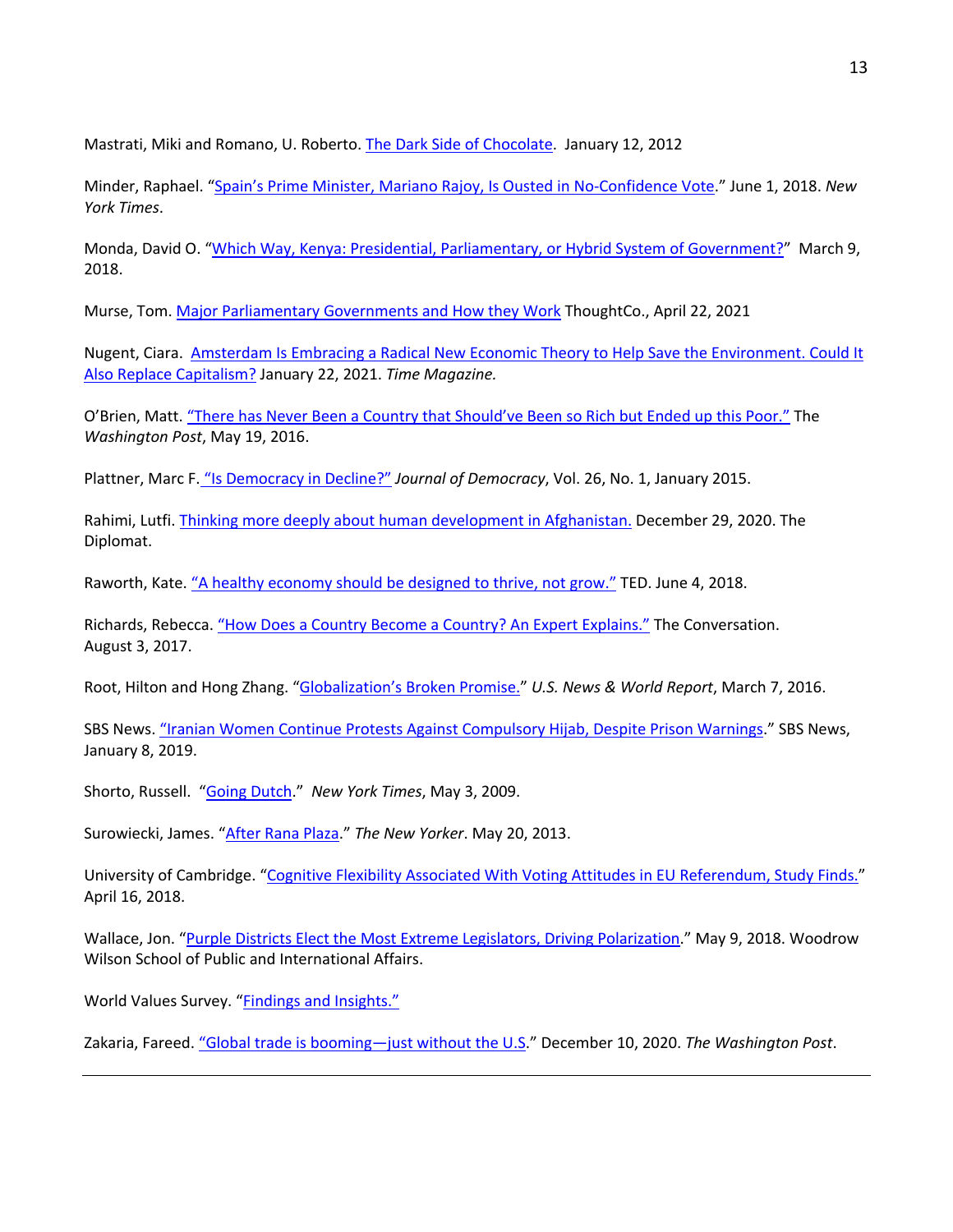Mastrati, Miki and Romano, U. Roberto. The Dark Side of Chocolate. January 12, 2012

Minder, Raphael. "Spain's Prime Minister, Mariano Rajoy, Is Ousted in No-Confidence Vote." June 1, 2018. *New York Times*.

Monda, David O. "Which Way, Kenya: Presidential, Parliamentary, or Hybrid System of Government?" March 9, 2018.

Murse, Tom. Major Parliamentary Governments and How they Work ThoughtCo., April 22, 2021

Nugent, Ciara. Amsterdam Is Embracing a Radical New Economic Theory to Help Save the Environment. Could It Also Replace Capitalism? January 22, 2021. *Time Magazine.*

O'Brien, Matt. "There has Never Been a Country that Should've Been so Rich but Ended up this Poor." The *Washington Post*, May 19, 2016.

Plattner, Marc F. "Is Democracy in Decline?" *Journal of Democracy*, Vol. 26, No. 1, January 2015.

Rahimi, Lutfi. Thinking more deeply about human development in Afghanistan. December 29, 2020. The Diplomat.

Raworth, Kate. "A healthy economy should be designed to thrive, not grow." TED. June 4, 2018.

Richards, Rebecca. "How Does a Country Become a Country? An Expert Explains." The Conversation. August 3, 2017.

Root, Hilton and Hong Zhang. "Globalization's Broken Promise." *U.S. News & World Report*, March 7, 2016.

SBS News. "Iranian Women Continue Protests Against Compulsory Hijab, Despite Prison Warnings." SBS News, January 8, 2019.

Shorto, Russell. "Going Dutch." *New York Times*, May 3, 2009.

Surowiecki, James. "After Rana Plaza." *The New Yorker*. May 20, 2013.

University of Cambridge. "Cognitive Flexibility Associated With Voting Attitudes in EU Referendum, Study Finds." April 16, 2018.

Wallace, Jon. "Purple Districts Elect the Most Extreme Legislators, Driving Polarization." May 9, 2018. Woodrow Wilson School of Public and International Affairs.

World Values Survey. "Findings and Insights."

Zakaria, Fareed. "Global trade is booming—just without the U.S." December 10, 2020. *The Washington Post*.